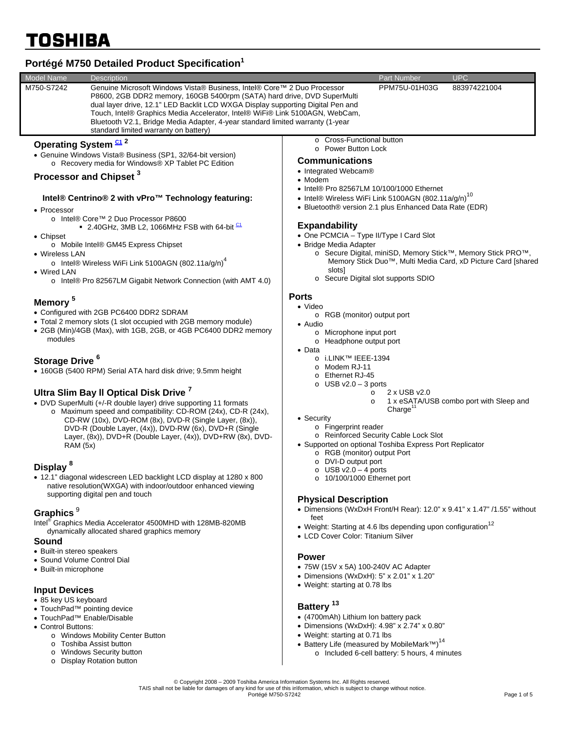# TOSHIBA

## Portégé M750 Detailed Product Specification[1]

| Model Name | Description | Part Number | UPC |
|---|---|---|---|
| M750-S7242 | Genuine Microsoft Windows Vista® Business, Intel® Core™ 2 Duo Processor P8600, 2GB DDR2 memory, 160GB 5400rpm (SATA) hard drive, DVD SuperMulti dual layer drive, 12.1" LED Backlit LCD WXGA Display supporting Digital Pen and Touch, Intel® Graphics Media Accelerator, Intel® WiFi® Link 5100AGN, WebCam, Bluetooth V2.1, Bridge Media Adapter, 4-year standard limited warranty (1-year standard limited warranty on battery) | PPM75U-01H03G | 883974221004 |

### Operating System [C1] [2]

- Genuine Windows Vista® Business (SP1, 32/64-bit version)
  - Recovery media for Windows® XP Tablet PC Edition

### Processor and Chipset [3]

**Intel® Centrino® 2 with vPro™ Technology featuring:**

- Processor
  - Intel® Core™ 2 Duo Processor P8600
    - 2.40GHz, 3MB L2, 1066MHz FSB with 64-bit [C1]
- Chipset
  - Mobile Intel® GM45 Express Chipset
- Wireless LAN
  - Intel® Wireless WiFi Link 5100AGN (802.11a/g/n)[4]
- Wired LAN
  - Intel® Pro 82567LM Gigabit Network Connection (with AMT 4.0)

### Memory [5]

- Configured with 2GB PC6400 DDR2 SDRAM
- Total 2 memory slots (1 slot occupied with 2GB memory module)
- 2GB (Min)/4GB (Max), with 1GB, 2GB, or 4GB PC6400 DDR2 memory modules

### Storage Drive [6]

- 160GB (5400 RPM) Serial ATA hard disk drive; 9.5mm height

### Ultra Slim Bay ll Optical Disk Drive [7]

- DVD SuperMulti (+/-R double layer) drive supporting 11 formats
  - Maximum speed and compatibility: CD-ROM (24x), CD-R (24x), CD-RW (10x), DVD-ROM (8x), DVD-R (Single Layer, (8x)), DVD-R (Double Layer, (4x)), DVD-RW (6x), DVD+R (Single Layer, (8x)), DVD+R (Double Layer, (4x)), DVD+RW (8x), DVD-RAM (5x)

### Display [8]

- 12.1" diagonal widescreen LED backlight LCD display at 1280 x 800 native resolution(WXGA) with indoor/outdoor enhanced viewing supporting digital pen and touch

### Graphics [9]

Intel® Graphics Media Accelerator 4500MHD with 128MB-820MB dynamically allocated shared graphics memory

### Sound

- Built-in stereo speakers
- Sound Volume Control Dial
- Built-in microphone

### Input Devices

- 85 key US keyboard
- TouchPad™ pointing device
- TouchPad™ Enable/Disable
- Control Buttons:
  - Windows Mobility Center Button
  - Toshiba Assist button
  - Windows Security button
  - Display Rotation button
  - Cross-Functional button
  - Power Button Lock

### Communications

- Integrated Webcam®
- Modem
- Intel® Pro 82567LM 10/100/1000 Ethernet
- Intel® Wireless WiFi Link 5100AGN (802.11a/g/n)[10]
- Bluetooth® version 2.1 plus Enhanced Data Rate (EDR)

### Expandability

- One PCMCIA – Type II/Type I Card Slot
- Bridge Media Adapter
  - Secure Digital, miniSD, Memory Stick™, Memory Stick PRO™, Memory Stick Duo™, Multi Media Card, xD Picture Card [shared slots]
  - Secure Digital slot supports SDIO

### Ports

- Video
  - RGB (monitor) output port
- Audio
  - Microphone input port
  - Headphone output port
- Data
  - i.LINK™ IEEE-1394
  - Modem RJ-11
  - Ethernet RJ-45
  - USB v2.0 – 3 ports
    - 2 x USB v2.0
    - 1 x eSATA/USB combo port with Sleep and Charge[11]
- Security
  - Fingerprint reader
  - Reinforced Security Cable Lock Slot
- Supported on optional Toshiba Express Port Replicator
  - RGB (monitor) output Port
  - DVI-D output port
  - USB v2.0 – 4 ports
  - 10/100/1000 Ethernet port

### Physical Description

- Dimensions (WxDxH Front/H Rear): 12.0" x 9.41" x 1.47" /1.55" without feet
- Weight: Starting at 4.6 lbs depending upon configuration[12]
- LCD Cover Color: Titanium Silver

### Power

- 75W (15V x 5A) 100-240V AC Adapter
- Dimensions (WxDxH): 5" x 2.01" x 1.20"
- Weight: starting at 0.78 lbs

### Battery [13]

- (4700mAh) Lithium Ion battery pack
- Dimensions (WxDxH): 4.98" x 2.74" x 0.80"
- Weight: starting at 0.71 lbs
- Battery Life (measured by MobileMark™)[14]
  - Included 6-cell battery: 5 hours, 4 minutes

© Copyright 2008 – 2009 Toshiba America Information Systems Inc. All Rights reserved.
TAIS shall not be liable for damages of any kind for use of this in\formation, which is subject to change without notice.
Portégé M750-S7242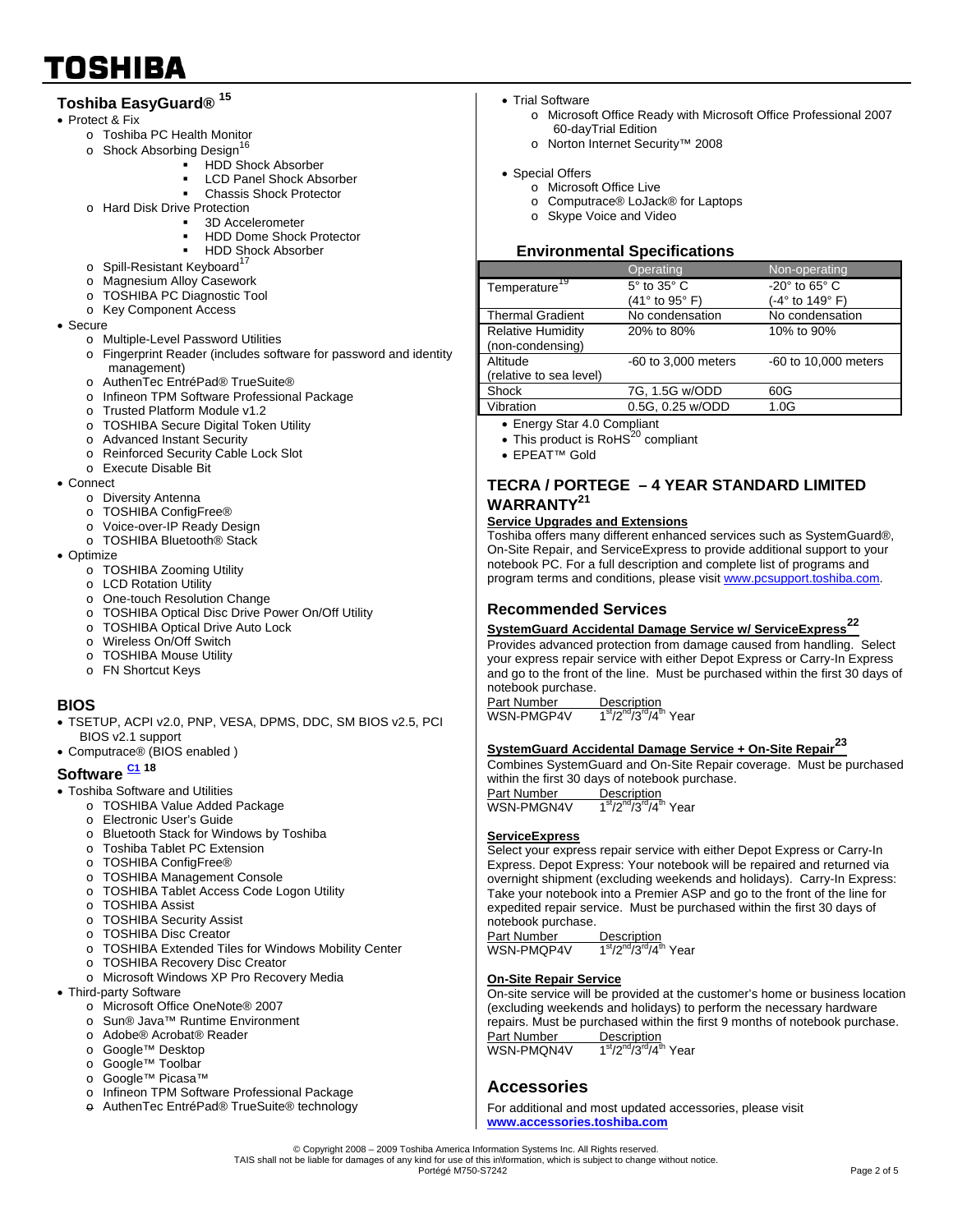## Toshiba EasyGuard® [15]

- Protect & Fix
  - Toshiba PC Health Monitor
  - Shock Absorbing Design[16]
    - HDD Shock Absorber
    - LCD Panel Shock Absorber
    - Chassis Shock Protector
  - Hard Disk Drive Protection
    - 3D Accelerometer
    - HDD Dome Shock Protector
    - HDD Shock Absorber
  - Spill-Resistant Keyboard[17]
  - Magnesium Alloy Casework
  - TOSHIBA PC Diagnostic Tool
  - Key Component Access
- Secure
  - Multiple-Level Password Utilities
  - Fingerprint Reader (includes software for password and identity management)
  - AuthenTec EntréPad® TrueSuite®
  - Infineon TPM Software Professional Package
  - Trusted Platform Module v1.2
  - TOSHIBA Secure Digital Token Utility
  - Advanced Instant Security
  - Reinforced Security Cable Lock Slot
  - Execute Disable Bit
- Connect
  - Diversity Antenna
  - TOSHIBA ConfigFree®
  - Voice-over-IP Ready Design
  - TOSHIBA Bluetooth® Stack
- Optimize
  - TOSHIBA Zooming Utility
  - LCD Rotation Utility
  - One-touch Resolution Change
  - TOSHIBA Optical Disc Drive Power On/Off Utility
  - TOSHIBA Optical Drive Auto Lock
  - Wireless On/Off Switch
  - TOSHIBA Mouse Utility
  - FN Shortcut Keys

## BIOS

- TSETUP, ACPI v2.0, PNP, VESA, DPMS, DDC, SM BIOS v2.5, PCI BIOS v2.1 support
- Computrace® (BIOS enabled )

## Software C1 18

- Toshiba Software and Utilities
  - TOSHIBA Value Added Package
  - Electronic User's Guide
  - Bluetooth Stack for Windows by Toshiba
  - Toshiba Tablet PC Extension
  - TOSHIBA ConfigFree®
  - TOSHIBA Management Console
  - TOSHIBA Tablet Access Code Logon Utility
  - TOSHIBA Assist
  - TOSHIBA Security Assist
  - TOSHIBA Disc Creator
  - TOSHIBA Extended Tiles for Windows Mobility Center
  - TOSHIBA Recovery Disc Creator
  - Microsoft Windows XP Pro Recovery Media
- Third-party Software
  - Microsoft Office OneNote® 2007
  - Sun® Java™ Runtime Environment
  - Adobe® Acrobat® Reader
  - Google™ Desktop
  - Google™ Toolbar
  - Google™ Picasa™
  - Infineon TPM Software Professional Package
  - AuthenTec EntréPad® TrueSuite® technology
- Trial Software
  - Microsoft Office Ready with Microsoft Office Professional 2007 60-dayTrial Edition
  - Norton Internet Security™ 2008
- Special Offers
  - Microsoft Office Live
  - Computrace® LoJack® for Laptops
  - Skype Voice and Video

## Environmental Specifications

| | Operating | Non-operating |
|---|---|---|
| Temperature[19] | 5° to 35° C (41° to 95° F) | -20° to 65° C (-4° to 149° F) |
| Thermal Gradient | No condensation | No condensation |
| Relative Humidity (non-condensing) | 20% to 80% | 10% to 90% |
| Altitude (relative to sea level) | -60 to 3,000 meters | -60 to 10,000 meters |
| Shock | 7G, 1.5G w/ODD | 60G |
| Vibration | 0.5G, 0.25 w/ODD | 1.0G |

- Energy Star 4.0 Compliant
- This product is RoHS[20] compliant
- EPEAT™ Gold

## TECRA / PORTEGE – 4 YEAR STANDARD LIMITED WARRANTY[21]

**Service Upgrades and Extensions**

Toshiba offers many different enhanced services such as SystemGuard®, On-Site Repair, and ServiceExpress to provide additional support to your notebook PC. For a full description and complete list of programs and program terms and conditions, please visit www.pcsupport.toshiba.com.

## Recommended Services

**SystemGuard Accidental Damage Service w/ ServiceExpress[22]**

Provides advanced protection from damage caused from handling. Select your express repair service with either Depot Express or Carry-In Express and go to the front of the line. Must be purchased within the first 30 days of notebook purchase.

| Part Number | Description |
|---|---|
| WSN-PMGP4V | 1st/2nd/3rd/4th Year |

**SystemGuard Accidental Damage Service + On-Site Repair[23]**

Combines SystemGuard and On-Site Repair coverage. Must be purchased within the first 30 days of notebook purchase.

| Part Number | Description |
|---|---|
| WSN-PMGN4V | 1st/2nd/3rd/4th Year |

**ServiceExpress**

Select your express repair service with either Depot Express or Carry-In Express. Depot Express: Your notebook will be repaired and returned via overnight shipment (excluding weekends and holidays). Carry-In Express: Take your notebook into a Premier ASP and go to the front of the line for expedited repair service. Must be purchased within the first 30 days of notebook purchase.

| Part Number | Description |
|---|---|
| WSN-PMQP4V | 1st/2nd/3rd/4th Year |

**On-Site Repair Service**

On-site service will be provided at the customer's home or business location (excluding weekends and holidays) to perform the necessary hardware repairs. Must be purchased within the first 9 months of notebook purchase.

| Part Number | Description |
|---|---|
| WSN-PMQN4V | 1st/2nd/3rd/4th Year |

## Accessories

For additional and most updated accessories, please visit **www.accessories.toshiba.com**

© Copyright 2008 – 2009 Toshiba America Information Systems Inc. All Rights reserved.
TAIS shall not be liable for damages of any kind for use of this in\formation, which is subject to change without notice.
Portégé M750-S7242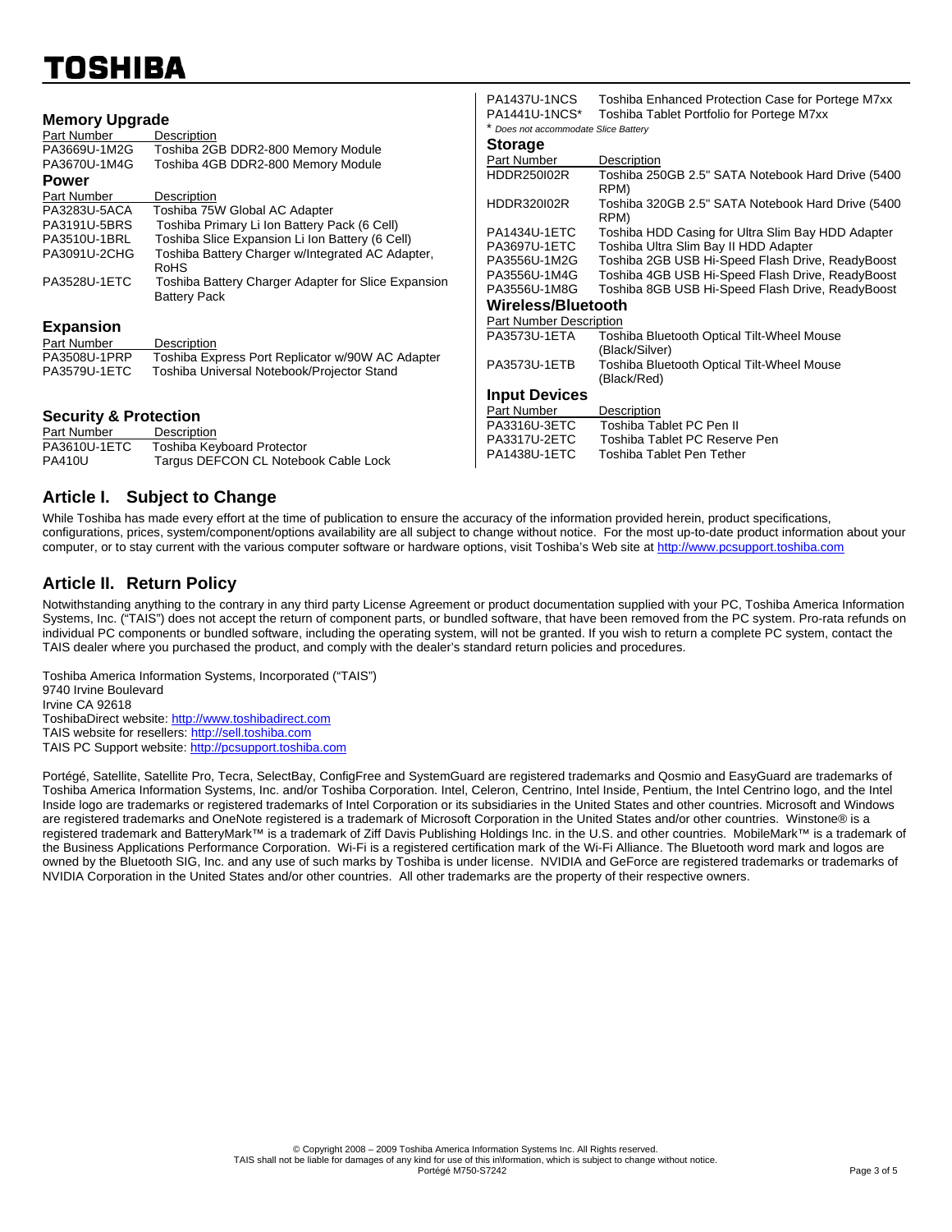**TOSHIBA**

## Memory Upgrade

| Part Number | Description |
|---|---|
| PA3669U-1M2G | Toshiba 2GB DDR2-800 Memory Module |
| PA3670U-1M4G | Toshiba 4GB DDR2-800 Memory Module |

## Power

| Part Number | Description |
|---|---|
| PA3283U-5ACA | Toshiba 75W Global AC Adapter |
| PA3191U-5BRS | Toshiba Primary Li Ion Battery Pack (6 Cell) |
| PA3510U-1BRL | Toshiba Slice Expansion Li Ion Battery (6 Cell) |
| PA3091U-2CHG | Toshiba Battery Charger w/Integrated AC Adapter, RoHS |
| PA3528U-1ETC | Toshiba Battery Charger Adapter for Slice Expansion Battery Pack |

## Expansion

| Part Number | Description |
|---|---|
| PA3508U-1PRP | Toshiba Express Port Replicator w/90W AC Adapter |
| PA3579U-1ETC | Toshiba Universal Notebook/Projector Stand |

## Security & Protection

| Part Number | Description |
|---|---|
| PA3610U-1ETC | Toshiba Keyboard Protector |
| PA410U | Targus DEFCON CL Notebook Cable Lock |
| PA1437U-1NCS | Toshiba Enhanced Protection Case for Portege M7xx |
| PA1441U-1NCS* | Toshiba Tablet Portfolio for Portege M7xx |

* *Does not accommodate Slice Battery*

## Storage

| Part Number | Description |
|---|---|
| HDDR250I02R | Toshiba 250GB 2.5" SATA Notebook Hard Drive (5400 RPM) |
| HDDR320I02R | Toshiba 320GB 2.5" SATA Notebook Hard Drive (5400 RPM) |
| PA1434U-1ETC | Toshiba HDD Casing for Ultra Slim Bay HDD Adapter |
| PA3697U-1ETC | Toshiba Ultra Slim Bay II HDD Adapter |
| PA3556U-1M2G | Toshiba 2GB USB Hi-Speed Flash Drive, ReadyBoost |
| PA3556U-1M4G | Toshiba 4GB USB Hi-Speed Flash Drive, ReadyBoost |
| PA3556U-1M8G | Toshiba 8GB USB Hi-Speed Flash Drive, ReadyBoost |

## Wireless/Bluetooth

| Part Number | Description |
|---|---|
| PA3573U-1ETA | Toshiba Bluetooth Optical Tilt-Wheel Mouse (Black/Silver) |
| PA3573U-1ETB | Toshiba Bluetooth Optical Tilt-Wheel Mouse (Black/Red) |

## Input Devices

| Part Number | Description |
|---|---|
| PA3316U-3ETC | Toshiba Tablet PC Pen II |
| PA3317U-2ETC | Toshiba Tablet PC Reserve Pen |
| PA1438U-1ETC | Toshiba Tablet Pen Tether |

## Article I. Subject to Change

While Toshiba has made every effort at the time of publication to ensure the accuracy of the information provided herein, product specifications, configurations, prices, system/component/options availability are all subject to change without notice. For the most up-to-date product information about your computer, or to stay current with the various computer software or hardware options, visit Toshiba's Web site at http://www.pcsupport.toshiba.com

## Article II. Return Policy

Notwithstanding anything to the contrary in any third party License Agreement or product documentation supplied with your PC, Toshiba America Information Systems, Inc. ("TAIS") does not accept the return of component parts, or bundled software, that have been removed from the PC system. Pro-rata refunds on individual PC components or bundled software, including the operating system, will not be granted. If you wish to return a complete PC system, contact the TAIS dealer where you purchased the product, and comply with the dealer's standard return policies and procedures.

Toshiba America Information Systems, Incorporated ("TAIS")
9740 Irvine Boulevard
Irvine CA 92618
ToshibaDirect website: http://www.toshibadirect.com
TAIS website for resellers: http://sell.toshiba.com
TAIS PC Support website: http://pcsupport.toshiba.com

Portégé, Satellite, Satellite Pro, Tecra, SelectBay, ConfigFree and SystemGuard are registered trademarks and Qosmio and EasyGuard are trademarks of Toshiba America Information Systems, Inc. and/or Toshiba Corporation. Intel, Celeron, Centrino, Intel Inside, Pentium, the Intel Centrino logo, and the Intel Inside logo are trademarks or registered trademarks of Intel Corporation or its subsidiaries in the United States and other countries. Microsoft and Windows are registered trademarks and OneNote registered is a trademark of Microsoft Corporation in the United States and/or other countries. Winstone® is a registered trademark and BatteryMark™ is a trademark of Ziff Davis Publishing Holdings Inc. in the U.S. and other countries. MobileMark™ is a trademark of the Business Applications Performance Corporation. Wi-Fi is a registered certification mark of the Wi-Fi Alliance. The Bluetooth word mark and logos are owned by the Bluetooth SIG, Inc. and any use of such marks by Toshiba is under license. NVIDIA and GeForce are registered trademarks or trademarks of NVIDIA Corporation in the United States and/or other countries. All other trademarks are the property of their respective owners.

© Copyright 2008 – 2009 Toshiba America Information Systems Inc. All Rights reserved.
TAIS shall not be liable for damages of any kind for use of this in\formation, which is subject to change without notice.
Portégé M750-S7242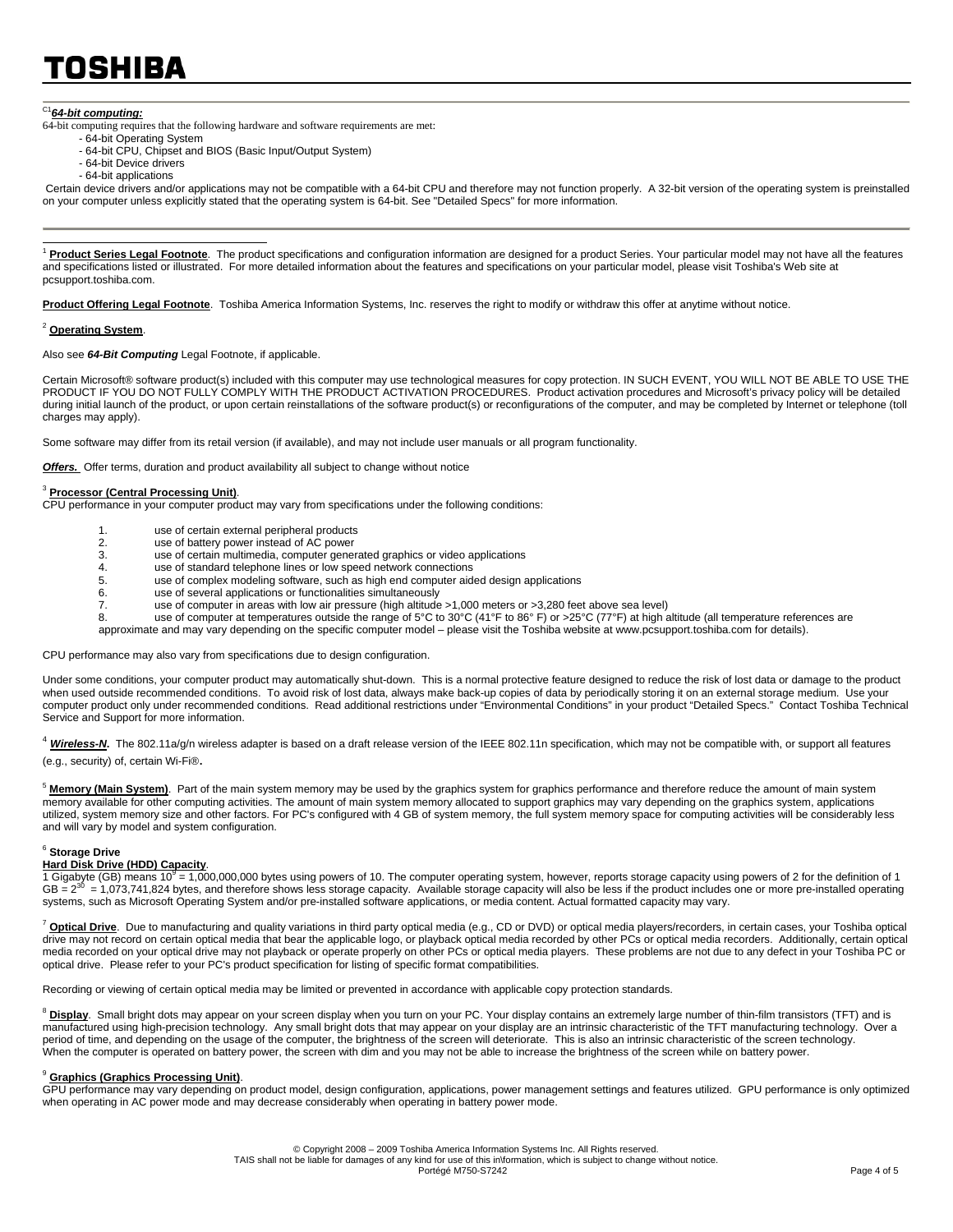[C1] ***64-bit computing:***

64-bit computing requires that the following hardware and software requirements are met:

- 64-bit Operating System
- 64-bit CPU, Chipset and BIOS (Basic Input/Output System)
- 64-bit Device drivers
- 64-bit applications

Certain device drivers and/or applications may not be compatible with a 64-bit CPU and therefore may not function properly. A 32-bit version of the operating system is preinstalled on your computer unless explicitly stated that the operating system is 64-bit. See "Detailed Specs" for more information.

---

[1] **Product Series Legal Footnote**. The product specifications and configuration information are designed for a product Series. Your particular model may not have all the features and specifications listed or illustrated. For more detailed information about the features and specifications on your particular model, please visit Toshiba's Web site at pcsupport.toshiba.com.

**Product Offering Legal Footnote**. Toshiba America Information Systems, Inc. reserves the right to modify or withdraw this offer at anytime without notice.

[2] **Operating System**.

Also see ***64-Bit Computing*** Legal Footnote, if applicable.

Certain Microsoft® software product(s) included with this computer may use technological measures for copy protection. IN SUCH EVENT, YOU WILL NOT BE ABLE TO USE THE PRODUCT IF YOU DO NOT FULLY COMPLY WITH THE PRODUCT ACTIVATION PROCEDURES. Product activation procedures and Microsoft's privacy policy will be detailed during initial launch of the product, or upon certain reinstallations of the software product(s) or reconfigurations of the computer, and may be completed by Internet or telephone (toll charges may apply).

Some software may differ from its retail version (if available), and may not include user manuals or all program functionality.

***Offers.*** Offer terms, duration and product availability all subject to change without notice

[3] **Processor (Central Processing Unit)**.
CPU performance in your computer product may vary from specifications under the following conditions:

1. use of certain external peripheral products
2. use of battery power instead of AC power
3. use of certain multimedia, computer generated graphics or video applications
4. use of standard telephone lines or low speed network connections
5. use of complex modeling software, such as high end computer aided design applications
6. use of several applications or functionalities simultaneously
7. use of computer in areas with low air pressure (high altitude >1,000 meters or >3,280 feet above sea level)
8. use of computer at temperatures outside the range of 5°C to 30°C (41°F to 86° F) or >25°C (77°F) at high altitude (all temperature references are approximate and may vary depending on the specific computer model – please visit the Toshiba website at www.pcsupport.toshiba.com for details).

CPU performance may also vary from specifications due to design configuration.

Under some conditions, your computer product may automatically shut-down. This is a normal protective feature designed to reduce the risk of lost data or damage to the product when used outside recommended conditions. To avoid risk of lost data, always make back-up copies of data by periodically storing it on an external storage medium. Use your computer product only under recommended conditions. Read additional restrictions under "Environmental Conditions" in your product "Detailed Specs." Contact Toshiba Technical Service and Support for more information.

[4] ***Wireless-N***. The 802.11a/g/n wireless adapter is based on a draft release version of the IEEE 802.11n specification, which may not be compatible with, or support all features (e.g., security) of, certain Wi-Fi®.

[5] **Memory (Main System)**. Part of the main system memory may be used by the graphics system for graphics performance and therefore reduce the amount of main system memory available for other computing activities. The amount of main system memory allocated to support graphics may vary depending on the graphics system, applications utilized, system memory size and other factors. For PC's configured with 4 GB of system memory, the full system memory space for computing activities will be considerably less and will vary by model and system configuration.

[6] **Storage Drive**
**Hard Disk Drive (HDD) Capacity**.
1 Gigabyte (GB) means $10^9$ = 1,000,000,000 bytes using powers of 10. The computer operating system, however, reports storage capacity using powers of 2 for the definition of 1 GB = $2^{30}$ = 1,073,741,824 bytes, and therefore shows less storage capacity. Available storage capacity will also be less if the product includes one or more pre-installed operating systems, such as Microsoft Operating System and/or pre-installed software applications, or media content. Actual formatted capacity may vary.

[7] **Optical Drive**. Due to manufacturing and quality variations in third party optical media (e.g., CD or DVD) or optical media players/recorders, in certain cases, your Toshiba optical drive may not record on certain optical media that bear the applicable logo, or playback optical media recorded by other PCs or optical media recorders. Additionally, certain optical media recorded on your optical drive may not playback or operate properly on other PCs or optical media players. These problems are not due to any defect in your Toshiba PC or optical drive. Please refer to your PC's product specification for listing of specific format compatibilities.

Recording or viewing of certain optical media may be limited or prevented in accordance with applicable copy protection standards.

[8] **Display**. Small bright dots may appear on your screen display when you turn on your PC. Your display contains an extremely large number of thin-film transistors (TFT) and is manufactured using high-precision technology. Any small bright dots that may appear on your display are an intrinsic characteristic of the TFT manufacturing technology. Over a period of time, and depending on the usage of the computer, the brightness of the screen will deteriorate. This is also an intrinsic characteristic of the screen technology. When the computer is operated on battery power, the screen with dim and you may not be able to increase the brightness of the screen while on battery power.

[9] **Graphics (Graphics Processing Unit)**.
GPU performance may vary depending on product model, design configuration, applications, power management settings and features utilized. GPU performance is only optimized when operating in AC power mode and may decrease considerably when operating in battery power mode.

© Copyright 2008 – 2009 Toshiba America Information Systems Inc. All Rights reserved.
TAIS shall not be liable for damages of any kind for use of this in\formation, which is subject to change without notice.
Portégé M750-S7242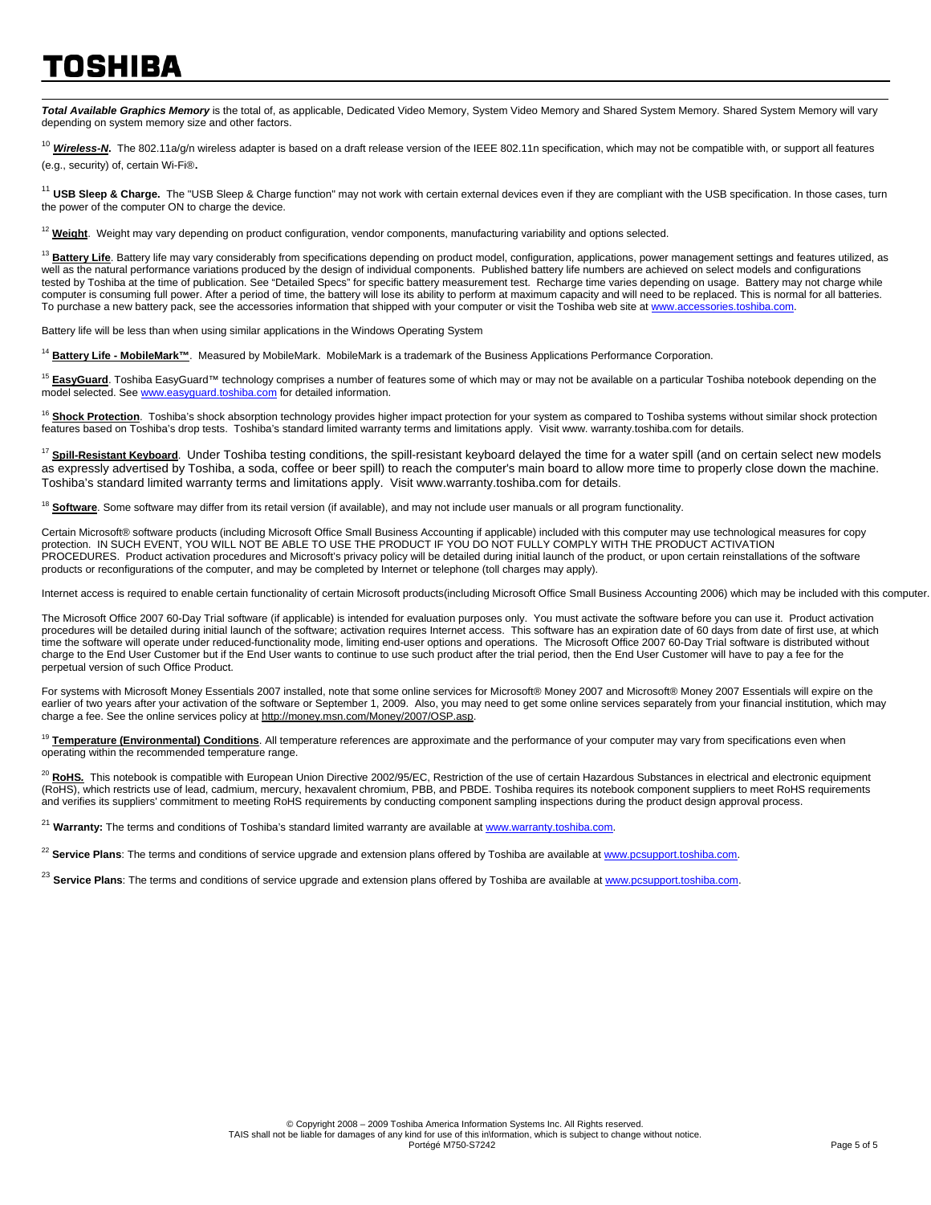***Total Available Graphics Memory*** is the total of, as applicable, Dedicated Video Memory, System Video Memory and Shared System Memory. Shared System Memory will vary depending on system memory size and other factors.

[10] ***Wireless-N.*** The 802.11a/g/n wireless adapter is based on a draft release version of the IEEE 802.11n specification, which may not be compatible with, or support all features (e.g., security) of, certain Wi-Fi®.

[11] **USB Sleep & Charge.** The "USB Sleep & Charge function" may not work with certain external devices even if they are compliant with the USB specification. In those cases, turn the power of the computer ON to charge the device.

[12] **Weight**. Weight may vary depending on product configuration, vendor components, manufacturing variability and options selected.

[13] **Battery Life**. Battery life may vary considerably from specifications depending on product model, configuration, applications, power management settings and features utilized, as well as the natural performance variations produced by the design of individual components. Published battery life numbers are achieved on select models and configurations tested by Toshiba at the time of publication. See "Detailed Specs" for specific battery measurement test. Recharge time varies depending on usage. Battery may not charge while computer is consuming full power. After a period of time, the battery will lose its ability to perform at maximum capacity and will need to be replaced. This is normal for all batteries. To purchase a new battery pack, see the accessories information that shipped with your computer or visit the Toshiba web site at www.accessories.toshiba.com.

Battery life will be less than when using similar applications in the Windows Operating System

[14] **Battery Life - MobileMark™**. Measured by MobileMark. MobileMark is a trademark of the Business Applications Performance Corporation.

[15] **EasyGuard**. Toshiba EasyGuard™ technology comprises a number of features some of which may or may not be available on a particular Toshiba notebook depending on the model selected. See www.easyguard.toshiba.com for detailed information.

[16] **Shock Protection**. Toshiba's shock absorption technology provides higher impact protection for your system as compared to Toshiba systems without similar shock protection features based on Toshiba's drop tests. Toshiba's standard limited warranty terms and limitations apply. Visit www. warranty.toshiba.com for details.

[17] **Spill-Resistant Keyboard**. Under Toshiba testing conditions, the spill-resistant keyboard delayed the time for a water spill (and on certain select new models as expressly advertised by Toshiba, a soda, coffee or beer spill) to reach the computer's main board to allow more time to properly close down the machine. Toshiba's standard limited warranty terms and limitations apply. Visit www.warranty.toshiba.com for details.

[18] **Software**. Some software may differ from its retail version (if available), and may not include user manuals or all program functionality.

Certain Microsoft® software products (including Microsoft Office Small Business Accounting if applicable) included with this computer may use technological measures for copy protection. IN SUCH EVENT, YOU WILL NOT BE ABLE TO USE THE PRODUCT IF YOU DO NOT FULLY COMPLY WITH THE PRODUCT ACTIVATION PROCEDURES. Product activation procedures and Microsoft's privacy policy will be detailed during initial launch of the product, or upon certain reinstallations of the software products or reconfigurations of the computer, and may be completed by Internet or telephone (toll charges may apply).

Internet access is required to enable certain functionality of certain Microsoft products(including Microsoft Office Small Business Accounting 2006) which may be included with this computer.

The Microsoft Office 2007 60-Day Trial software (if applicable) is intended for evaluation purposes only. You must activate the software before you can use it. Product activation procedures will be detailed during initial launch of the software; activation requires Internet access. This software has an expiration date of 60 days from date of first use, at which time the software will operate under reduced-functionality mode, limiting end-user options and operations. The Microsoft Office 2007 60-Day Trial software is distributed without charge to the End User Customer but if the End User wants to continue to use such product after the trial period, then the End User Customer will have to pay a fee for the perpetual version of such Office Product.

For systems with Microsoft Money Essentials 2007 installed, note that some online services for Microsoft® Money 2007 and Microsoft® Money 2007 Essentials will expire on the earlier of two years after your activation of the software or September 1, 2009. Also, you may need to get some online services separately from your financial institution, which may charge a fee. See the online services policy at http://money.msn.com/Money/2007/OSP.asp.

[19] **Temperature (Environmental) Conditions**. All temperature references are approximate and the performance of your computer may vary from specifications even when operating within the recommended temperature range.

[20] **RoHS.** This notebook is compatible with European Union Directive 2002/95/EC, Restriction of the use of certain Hazardous Substances in electrical and electronic equipment (RoHS), which restricts use of lead, cadmium, mercury, hexavalent chromium, PBB, and PBDE. Toshiba requires its notebook component suppliers to meet RoHS requirements and verifies its suppliers' commitment to meeting RoHS requirements by conducting component sampling inspections during the product design approval process.

[21] **Warranty:** The terms and conditions of Toshiba's standard limited warranty are available at www.warranty.toshiba.com.

[22] **Service Plans**: The terms and conditions of service upgrade and extension plans offered by Toshiba are available at www.pcsupport.toshiba.com.

[23] **Service Plans**: The terms and conditions of service upgrade and extension plans offered by Toshiba are available at www.pcsupport.toshiba.com.

© Copyright 2008 – 2009 Toshiba America Information Systems Inc. All Rights reserved.
TAIS shall not be liable for damages of any kind for use of this in\formation, which is subject to change without notice.
Portégé M750-S7242